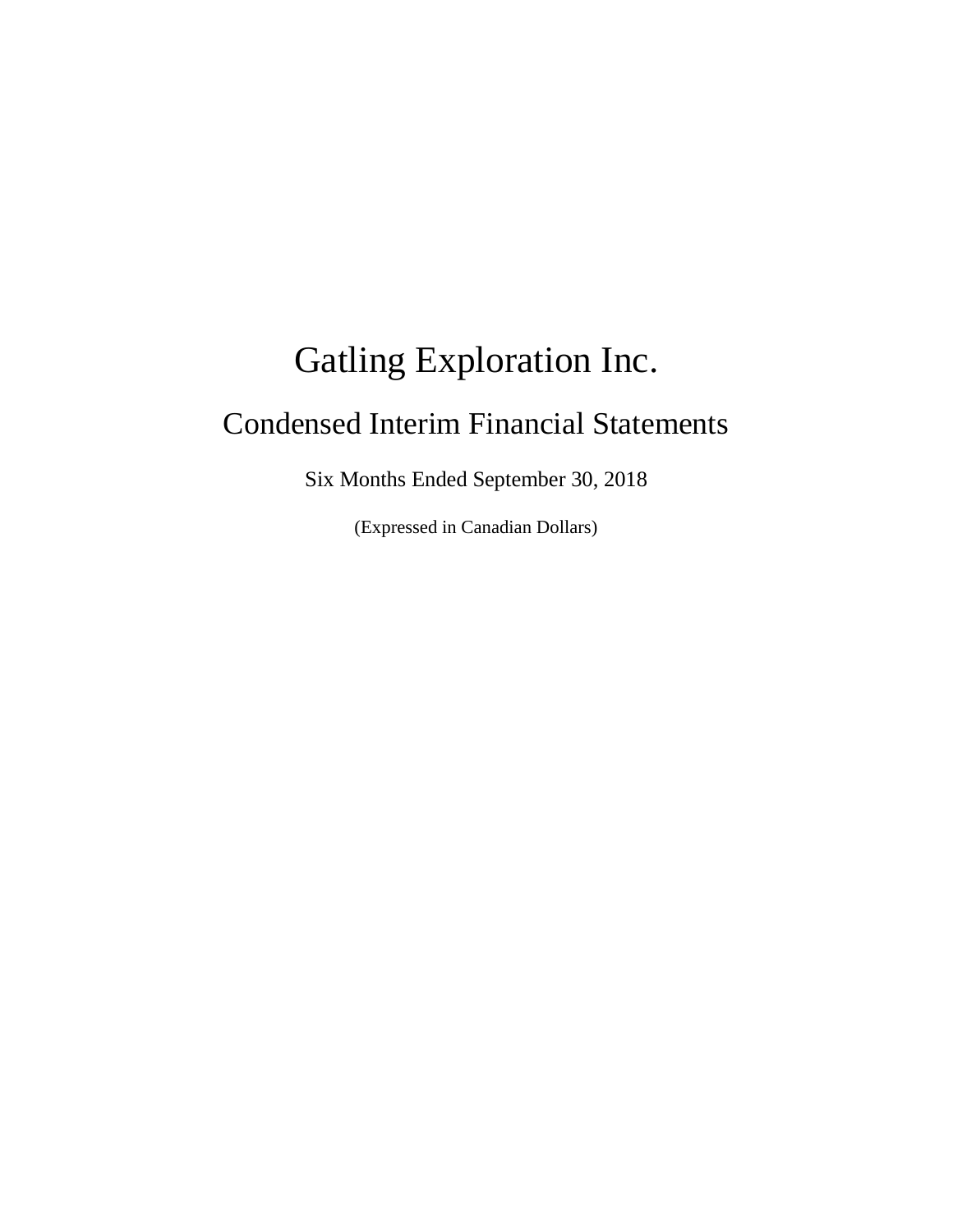# Gatling Exploration Inc.

## Condensed Interim Financial Statements

Six Months Ended September 30, 2018

(Expressed in Canadian Dollars)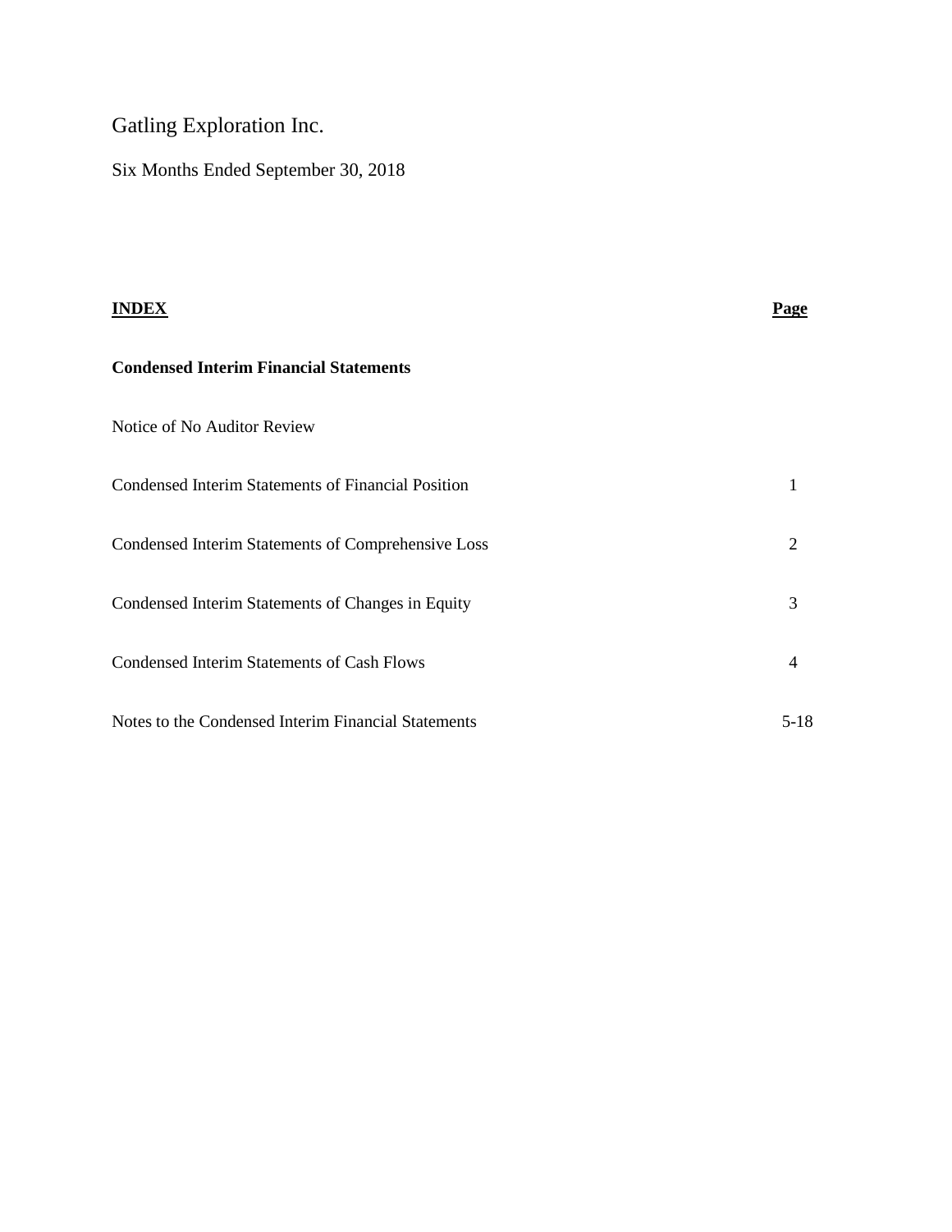# Gatling Exploration Inc.

Six Months Ended September 30, 2018

| **INDEX** | **Page** |
|---|---|
| **Condensed Interim Financial Statements** | |
| Notice of No Auditor Review | |
| Condensed Interim Statements of Financial Position | 1 |
| Condensed Interim Statements of Comprehensive Loss | 2 |
| Condensed Interim Statements of Changes in Equity | 3 |
| Condensed Interim Statements of Cash Flows | 4 |
| Notes to the Condensed Interim Financial Statements | 5-18 |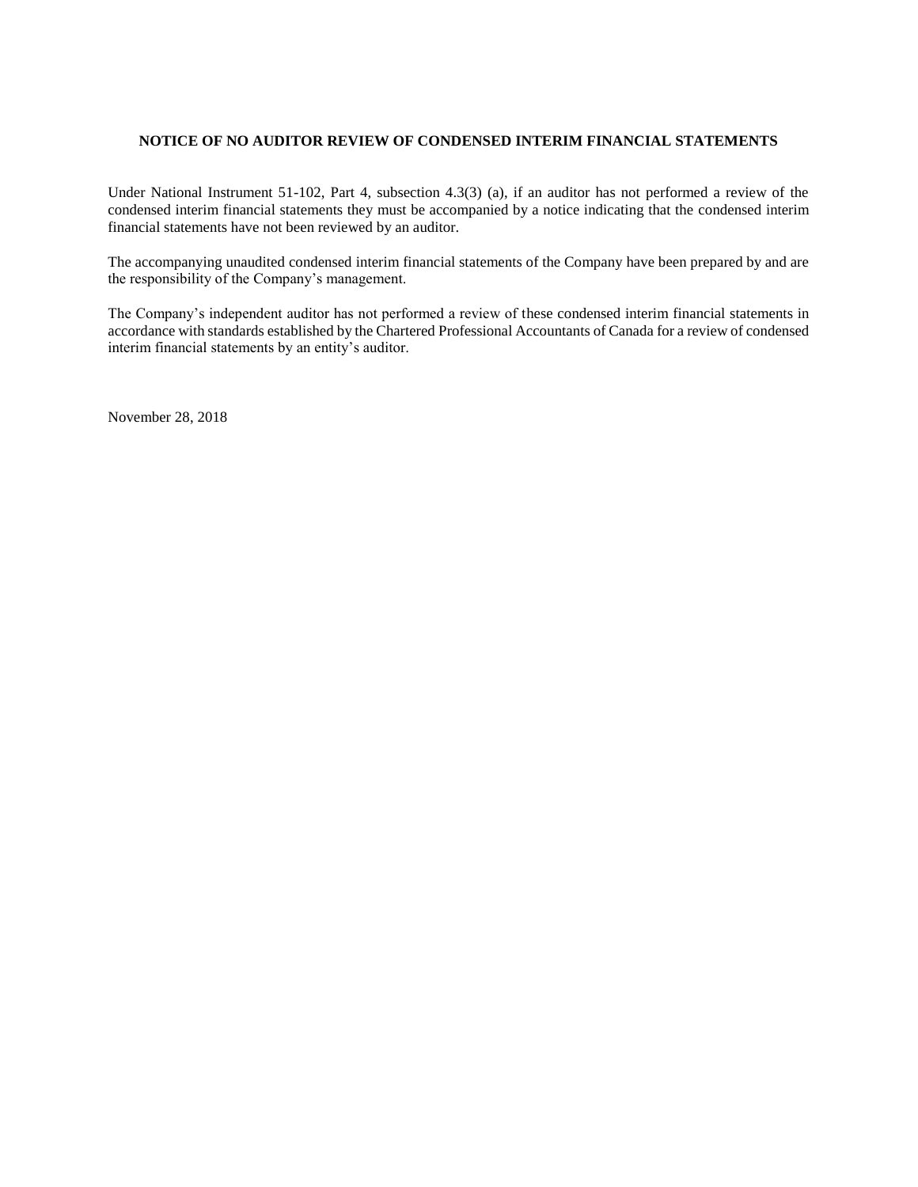**NOTICE OF NO AUDITOR REVIEW OF CONDENSED INTERIM FINANCIAL STATEMENTS**

Under National Instrument 51-102, Part 4, subsection 4.3(3) (a), if an auditor has not performed a review of the condensed interim financial statements they must be accompanied by a notice indicating that the condensed interim financial statements have not been reviewed by an auditor.

The accompanying unaudited condensed interim financial statements of the Company have been prepared by and are the responsibility of the Company's management.

The Company's independent auditor has not performed a review of these condensed interim financial statements in accordance with standards established by the Chartered Professional Accountants of Canada for a review of condensed interim financial statements by an entity's auditor.

November 28, 2018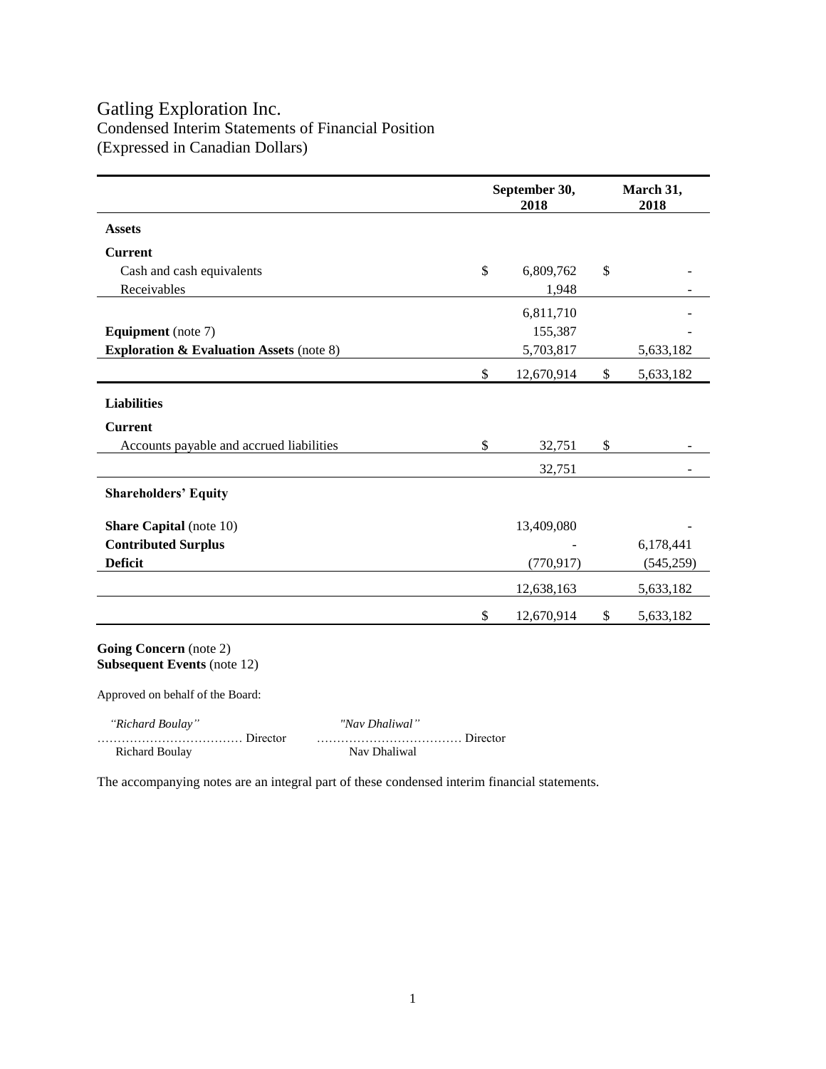# Gatling Exploration Inc.

Condensed Interim Statements of Financial Position
(Expressed in Canadian Dollars)

| | September 30, 2018 | March 31, 2018 |
|---|---|---|
| **Assets** | | |
| **Current** | | |
| Cash and cash equivalents | $ 6,809,762 | $ - |
| Receivables | 1,948 | - |
| | 6,811,710 | - |
| **Equipment** (note 7) | 155,387 | - |
| **Exploration & Evaluation Assets** (note 8) | 5,703,817 | 5,633,182 |
| | $ 12,670,914 | $ 5,633,182 |
| **Liabilities** | | |
| **Current** | | |
| Accounts payable and accrued liabilities | $ 32,751 | $ - |
| | 32,751 | - |
| **Shareholders' Equity** | | |
| **Share Capital** (note 10) | 13,409,080 | - |
| **Contributed Surplus** | - | 6,178,441 |
| **Deficit** | (770,917) | (545,259) |
| | 12,638,163 | 5,633,182 |
| | $ 12,670,914 | $ 5,633,182 |

**Going Concern** (note 2)
**Subsequent Events** (note 12)

Approved on behalf of the Board:

| *"Richard Boulay"* | *"Nav Dhaliwal"* |
|---|---|
| ……………………………… Director | ……………………………… Director |
| Richard Boulay | Nav Dhaliwal |

The accompanying notes are an integral part of these condensed interim financial statements.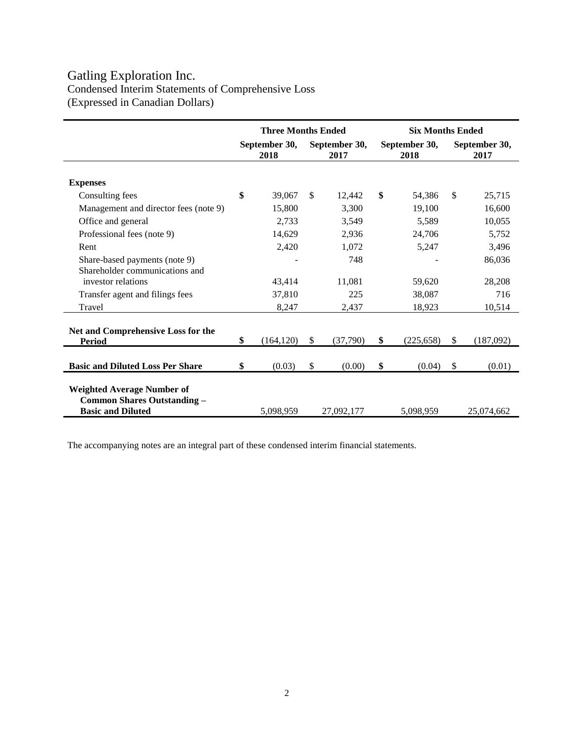# Gatling Exploration Inc.

Condensed Interim Statements of Comprehensive Loss
(Expressed in Canadian Dollars)

| | Three Months Ended | | Six Months Ended | |
|---|---|---|---|---|
| | September 30, 2018 | September 30, 2017 | September 30, 2018 | September 30, 2017 |
| **Expenses** | | | | |
| Consulting fees | **$** 39,067 | $ 12,442 | **$** 54,386 | $ 25,715 |
| Management and director fees (note 9) | 15,800 | 3,300 | 19,100 | 16,600 |
| Office and general | 2,733 | 3,549 | 5,589 | 10,055 |
| Professional fees (note 9) | 14,629 | 2,936 | 24,706 | 5,752 |
| Rent | 2,420 | 1,072 | 5,247 | 3,496 |
| Share-based payments (note 9) | - | 748 | - | 86,036 |
| Shareholder communications and investor relations | 43,414 | 11,081 | 59,620 | 28,208 |
| Transfer agent and filings fees | 37,810 | 225 | 38,087 | 716 |
| Travel | 8,247 | 2,437 | 18,923 | 10,514 |
| **Net and Comprehensive Loss for the Period** | **$** (164,120) | $ (37,790) | **$** (225,658) | $ (187,092) |
| **Basic and Diluted Loss Per Share** | **$** (0.03) | $ (0.00) | **$** (0.04) | $ (0.01) |
| **Weighted Average Number of Common Shares Outstanding – Basic and Diluted** | 5,098,959 | 27,092,177 | 5,098,959 | 25,074,662 |

The accompanying notes are an integral part of these condensed interim financial statements.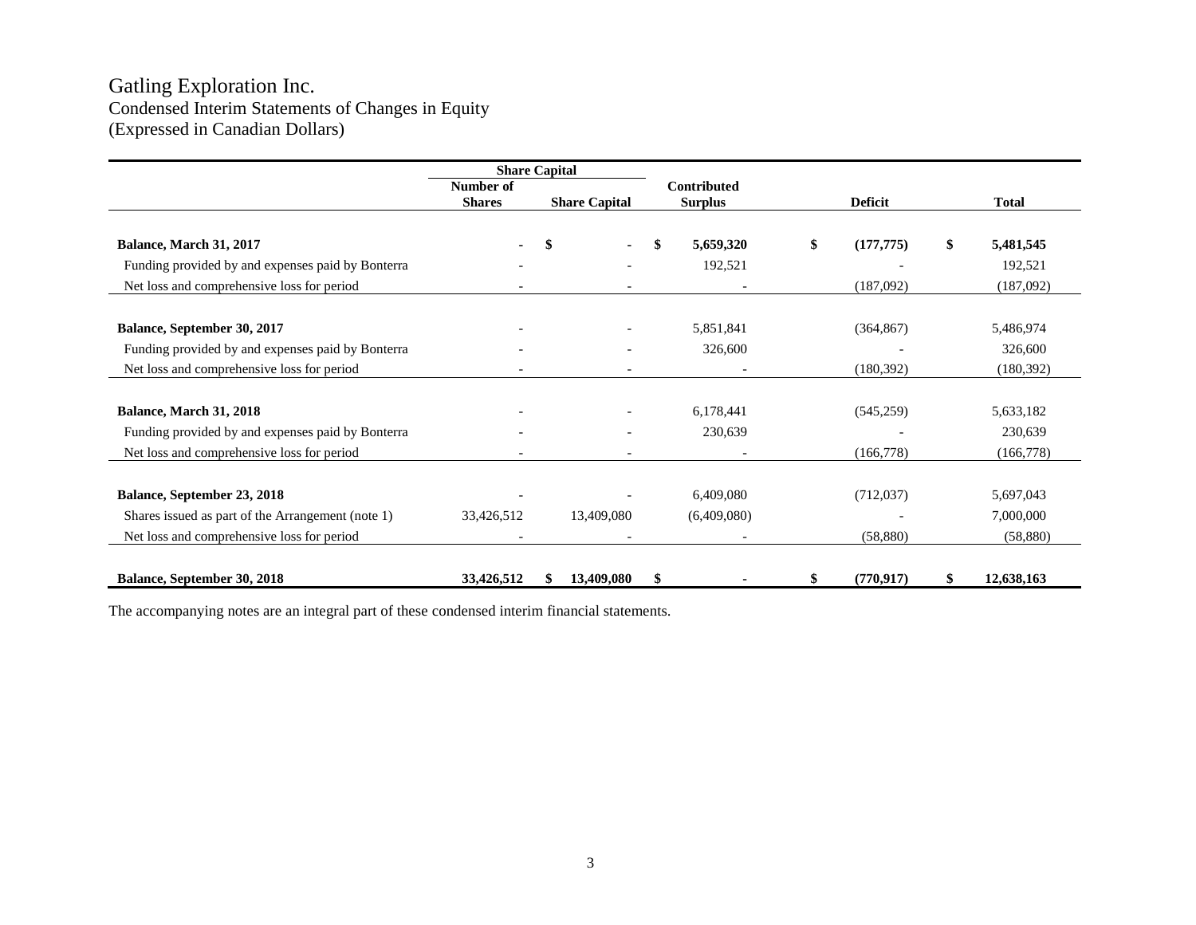# Gatling Exploration Inc.

## Condensed Interim Statements of Changes in Equity

### (Expressed in Canadian Dollars)

| | Share Capital | | | | |
|---|---|---|---|---|---|
| | Number of Shares | Share Capital | Contributed Surplus | Deficit | Total |
| **Balance, March 31, 2017** | **-** | **$ -** | **$ 5,659,320** | **$ (177,775)** | **$ 5,481,545** |
| Funding provided by and expenses paid by Bonterra | - | - | 192,521 | - | 192,521 |
| Net loss and comprehensive loss for period | - | - | - | (187,092) | (187,092) |
| **Balance, September 30, 2017** | - | - | 5,851,841 | (364,867) | 5,486,974 |
| Funding provided by and expenses paid by Bonterra | - | - | 326,600 | - | 326,600 |
| Net loss and comprehensive loss for period | - | - | - | (180,392) | (180,392) |
| **Balance, March 31, 2018** | - | - | 6,178,441 | (545,259) | 5,633,182 |
| Funding provided by and expenses paid by Bonterra | - | - | 230,639 | - | 230,639 |
| Net loss and comprehensive loss for period | - | - | - | (166,778) | (166,778) |
| **Balance, September 23, 2018** | - | - | 6,409,080 | (712,037) | 5,697,043 |
| Shares issued as part of the Arrangement (note 1) | 33,426,512 | 13,409,080 | (6,409,080) | - | 7,000,000 |
| Net loss and comprehensive loss for period | - | - | - | (58,880) | (58,880) |
| **Balance, September 30, 2018** | **33,426,512** | **$ 13,409,080** | **$ -** | **$ (770,917)** | **$ 12,638,163** |

The accompanying notes are an integral part of these condensed interim financial statements.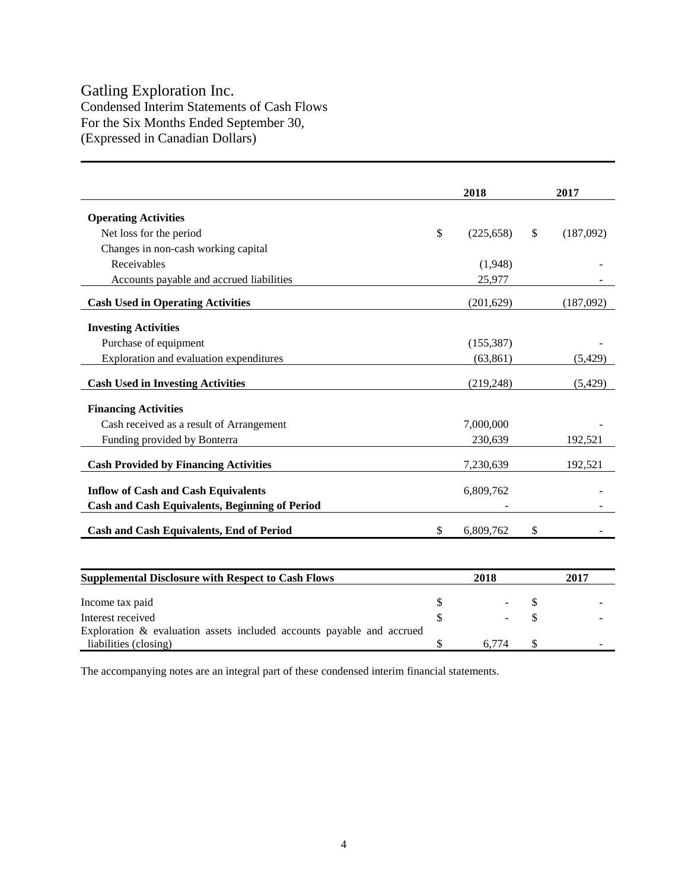# Gatling Exploration Inc.

Condensed Interim Statements of Cash Flows
For the Six Months Ended September 30,
(Expressed in Canadian Dollars)

| | 2018 | 2017 |
|---|---|---|
| **Operating Activities** | | |
| Net loss for the period | $ (225,658) | $ (187,092) |
| Changes in non-cash working capital | | |
| Receivables | (1,948) | - |
| Accounts payable and accrued liabilities | 25,977 | - |
| **Cash Used in Operating Activities** | (201,629) | (187,092) |
| **Investing Activities** | | |
| Purchase of equipment | (155,387) | - |
| Exploration and evaluation expenditures | (63,861) | (5,429) |
| **Cash Used in Investing Activities** | (219,248) | (5,429) |
| **Financing Activities** | | |
| Cash received as a result of Arrangement | 7,000,000 | - |
| Funding provided by Bonterra | 230,639 | 192,521 |
| **Cash Provided by Financing Activities** | 7,230,639 | 192,521 |
| **Inflow of Cash and Cash Equivalents** | 6,809,762 | - |
| **Cash and Cash Equivalents, Beginning of Period** | - | - |
| **Cash and Cash Equivalents, End of Period** | $ 6,809,762 | $ - |

| **Supplemental Disclosure with Respect to Cash Flows** | 2018 | 2017 |
|---|---|---|
| Income tax paid | $ - | $ - |
| Interest received | $ - | $ - |
| Exploration & evaluation assets included accounts payable and accrued liabilities (closing) | $ 6,774 | $ - |

The accompanying notes are an integral part of these condensed interim financial statements.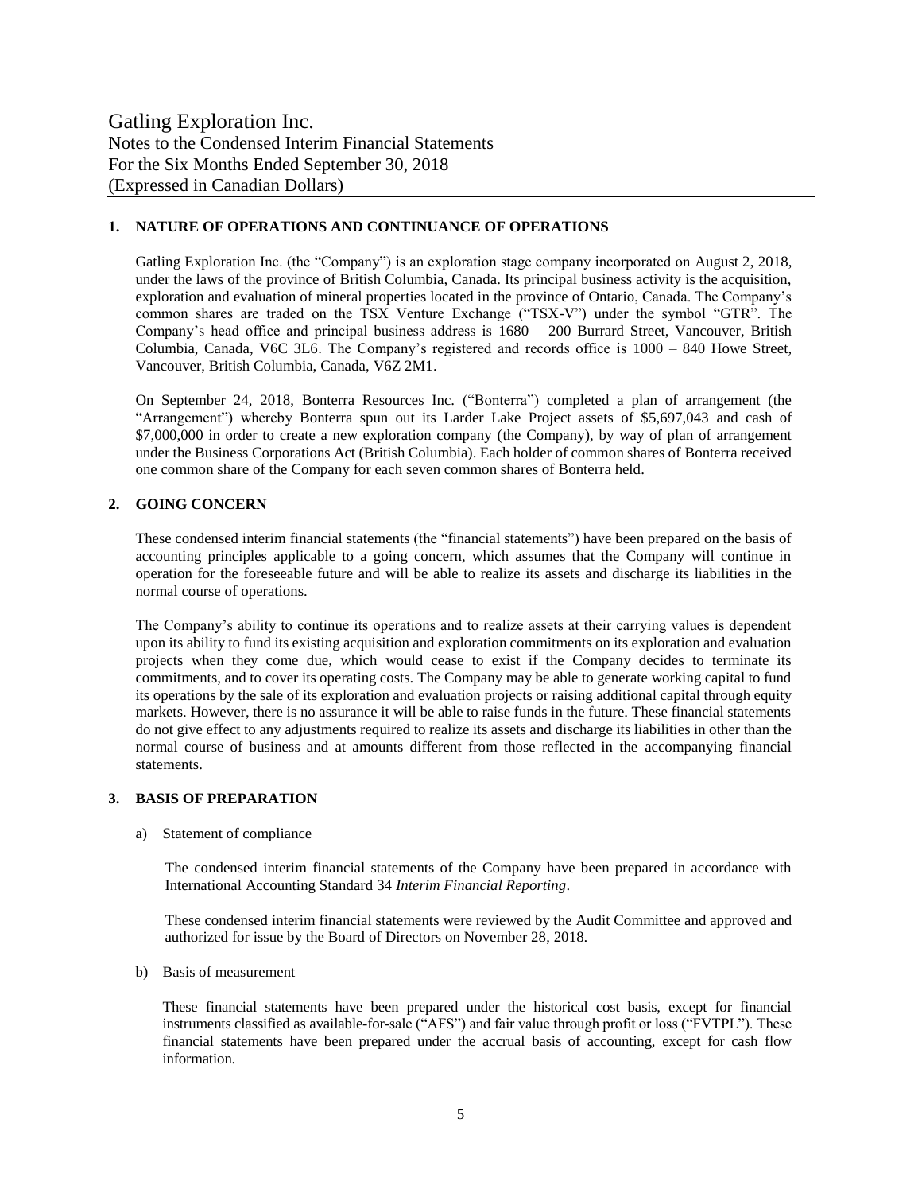## 1. NATURE OF OPERATIONS AND CONTINUANCE OF OPERATIONS

Gatling Exploration Inc. (the "Company") is an exploration stage company incorporated on August 2, 2018, under the laws of the province of British Columbia, Canada. Its principal business activity is the acquisition, exploration and evaluation of mineral properties located in the province of Ontario, Canada. The Company's common shares are traded on the TSX Venture Exchange ("TSX-V") under the symbol "GTR". The Company's head office and principal business address is 1680 – 200 Burrard Street, Vancouver, British Columbia, Canada, V6C 3L6. The Company's registered and records office is 1000 – 840 Howe Street, Vancouver, British Columbia, Canada, V6Z 2M1.

On September 24, 2018, Bonterra Resources Inc. ("Bonterra") completed a plan of arrangement (the "Arrangement") whereby Bonterra spun out its Larder Lake Project assets of $5,697,043 and cash of $7,000,000 in order to create a new exploration company (the Company), by way of plan of arrangement under the Business Corporations Act (British Columbia). Each holder of common shares of Bonterra received one common share of the Company for each seven common shares of Bonterra held.

## 2. GOING CONCERN

These condensed interim financial statements (the "financial statements") have been prepared on the basis of accounting principles applicable to a going concern, which assumes that the Company will continue in operation for the foreseeable future and will be able to realize its assets and discharge its liabilities in the normal course of operations.

The Company's ability to continue its operations and to realize assets at their carrying values is dependent upon its ability to fund its existing acquisition and exploration commitments on its exploration and evaluation projects when they come due, which would cease to exist if the Company decides to terminate its commitments, and to cover its operating costs. The Company may be able to generate working capital to fund its operations by the sale of its exploration and evaluation projects or raising additional capital through equity markets. However, there is no assurance it will be able to raise funds in the future. These financial statements do not give effect to any adjustments required to realize its assets and discharge its liabilities in other than the normal course of business and at amounts different from those reflected in the accompanying financial statements.

## 3. BASIS OF PREPARATION

a) Statement of compliance

The condensed interim financial statements of the Company have been prepared in accordance with International Accounting Standard 34 *Interim Financial Reporting*.

These condensed interim financial statements were reviewed by the Audit Committee and approved and authorized for issue by the Board of Directors on November 28, 2018.

b) Basis of measurement

These financial statements have been prepared under the historical cost basis, except for financial instruments classified as available-for-sale ("AFS") and fair value through profit or loss ("FVTPL"). These financial statements have been prepared under the accrual basis of accounting, except for cash flow information.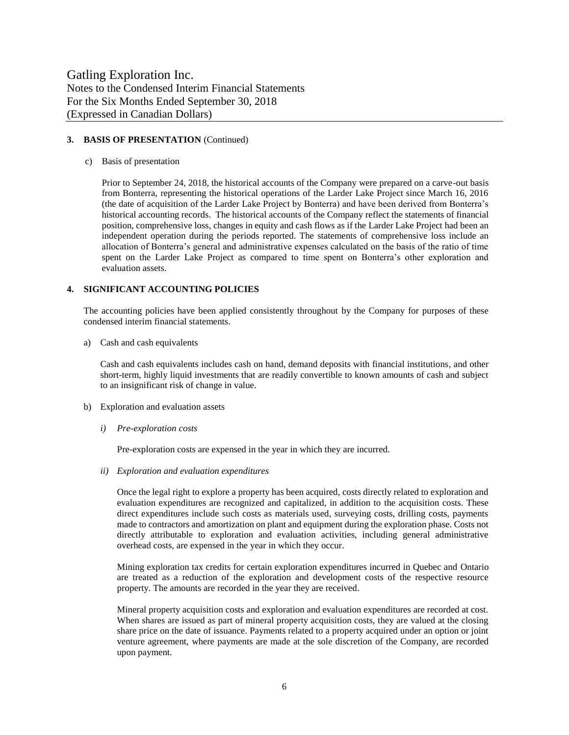## 3. BASIS OF PRESENTATION (Continued)

c) Basis of presentation

Prior to September 24, 2018, the historical accounts of the Company were prepared on a carve-out basis from Bonterra, representing the historical operations of the Larder Lake Project since March 16, 2016 (the date of acquisition of the Larder Lake Project by Bonterra) and have been derived from Bonterra's historical accounting records. The historical accounts of the Company reflect the statements of financial position, comprehensive loss, changes in equity and cash flows as if the Larder Lake Project had been an independent operation during the periods reported. The statements of comprehensive loss include an allocation of Bonterra's general and administrative expenses calculated on the basis of the ratio of time spent on the Larder Lake Project as compared to time spent on Bonterra's other exploration and evaluation assets.

## 4. SIGNIFICANT ACCOUNTING POLICIES

The accounting policies have been applied consistently throughout by the Company for purposes of these condensed interim financial statements.

a) Cash and cash equivalents

Cash and cash equivalents includes cash on hand, demand deposits with financial institutions, and other short-term, highly liquid investments that are readily convertible to known amounts of cash and subject to an insignificant risk of change in value.

b) Exploration and evaluation assets

*i) Pre-exploration costs*

Pre-exploration costs are expensed in the year in which they are incurred.

*ii) Exploration and evaluation expenditures*

Once the legal right to explore a property has been acquired, costs directly related to exploration and evaluation expenditures are recognized and capitalized, in addition to the acquisition costs. These direct expenditures include such costs as materials used, surveying costs, drilling costs, payments made to contractors and amortization on plant and equipment during the exploration phase. Costs not directly attributable to exploration and evaluation activities, including general administrative overhead costs, are expensed in the year in which they occur.

Mining exploration tax credits for certain exploration expenditures incurred in Quebec and Ontario are treated as a reduction of the exploration and development costs of the respective resource property. The amounts are recorded in the year they are received.

Mineral property acquisition costs and exploration and evaluation expenditures are recorded at cost. When shares are issued as part of mineral property acquisition costs, they are valued at the closing share price on the date of issuance. Payments related to a property acquired under an option or joint venture agreement, where payments are made at the sole discretion of the Company, are recorded upon payment.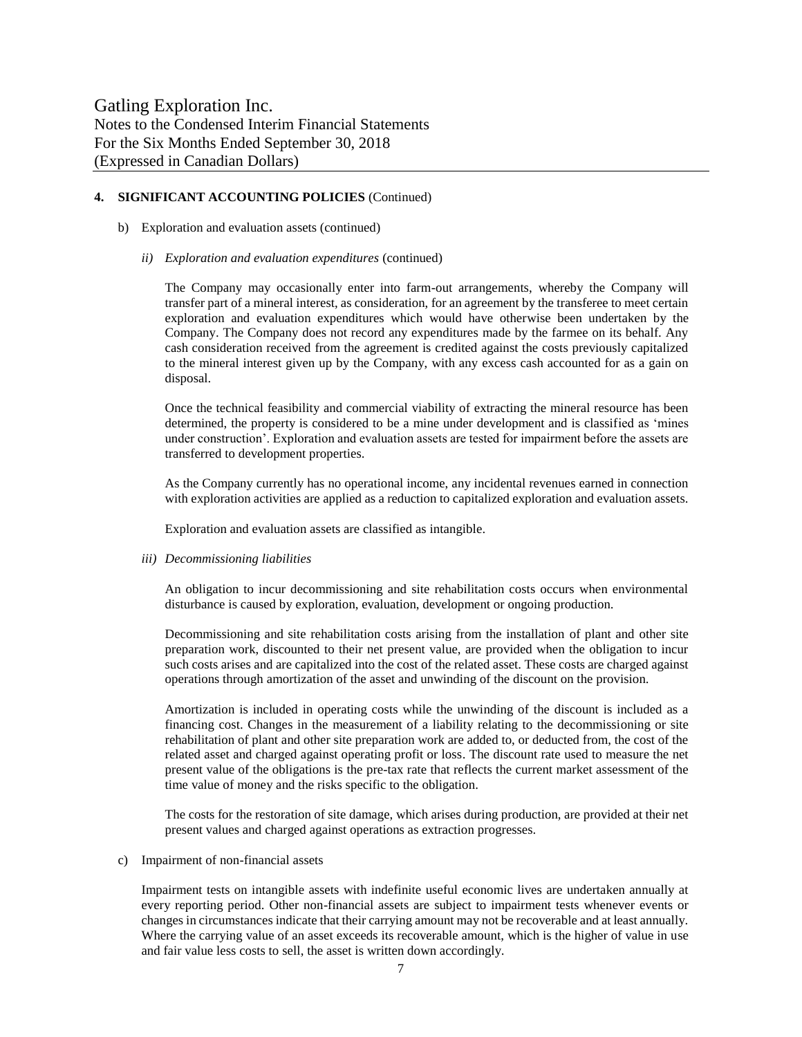## 4. SIGNIFICANT ACCOUNTING POLICIES (Continued)

b) Exploration and evaluation assets (continued)

*ii) Exploration and evaluation expenditures* (continued)

The Company may occasionally enter into farm-out arrangements, whereby the Company will transfer part of a mineral interest, as consideration, for an agreement by the transferee to meet certain exploration and evaluation expenditures which would have otherwise been undertaken by the Company. The Company does not record any expenditures made by the farmee on its behalf. Any cash consideration received from the agreement is credited against the costs previously capitalized to the mineral interest given up by the Company, with any excess cash accounted for as a gain on disposal.

Once the technical feasibility and commercial viability of extracting the mineral resource has been determined, the property is considered to be a mine under development and is classified as 'mines under construction'. Exploration and evaluation assets are tested for impairment before the assets are transferred to development properties.

As the Company currently has no operational income, any incidental revenues earned in connection with exploration activities are applied as a reduction to capitalized exploration and evaluation assets.

Exploration and evaluation assets are classified as intangible.

*iii) Decommissioning liabilities*

An obligation to incur decommissioning and site rehabilitation costs occurs when environmental disturbance is caused by exploration, evaluation, development or ongoing production.

Decommissioning and site rehabilitation costs arising from the installation of plant and other site preparation work, discounted to their net present value, are provided when the obligation to incur such costs arises and are capitalized into the cost of the related asset. These costs are charged against operations through amortization of the asset and unwinding of the discount on the provision.

Amortization is included in operating costs while the unwinding of the discount is included as a financing cost. Changes in the measurement of a liability relating to the decommissioning or site rehabilitation of plant and other site preparation work are added to, or deducted from, the cost of the related asset and charged against operating profit or loss. The discount rate used to measure the net present value of the obligations is the pre-tax rate that reflects the current market assessment of the time value of money and the risks specific to the obligation.

The costs for the restoration of site damage, which arises during production, are provided at their net present values and charged against operations as extraction progresses.

c) Impairment of non-financial assets

Impairment tests on intangible assets with indefinite useful economic lives are undertaken annually at every reporting period. Other non-financial assets are subject to impairment tests whenever events or changes in circumstances indicate that their carrying amount may not be recoverable and at least annually. Where the carrying value of an asset exceeds its recoverable amount, which is the higher of value in use and fair value less costs to sell, the asset is written down accordingly.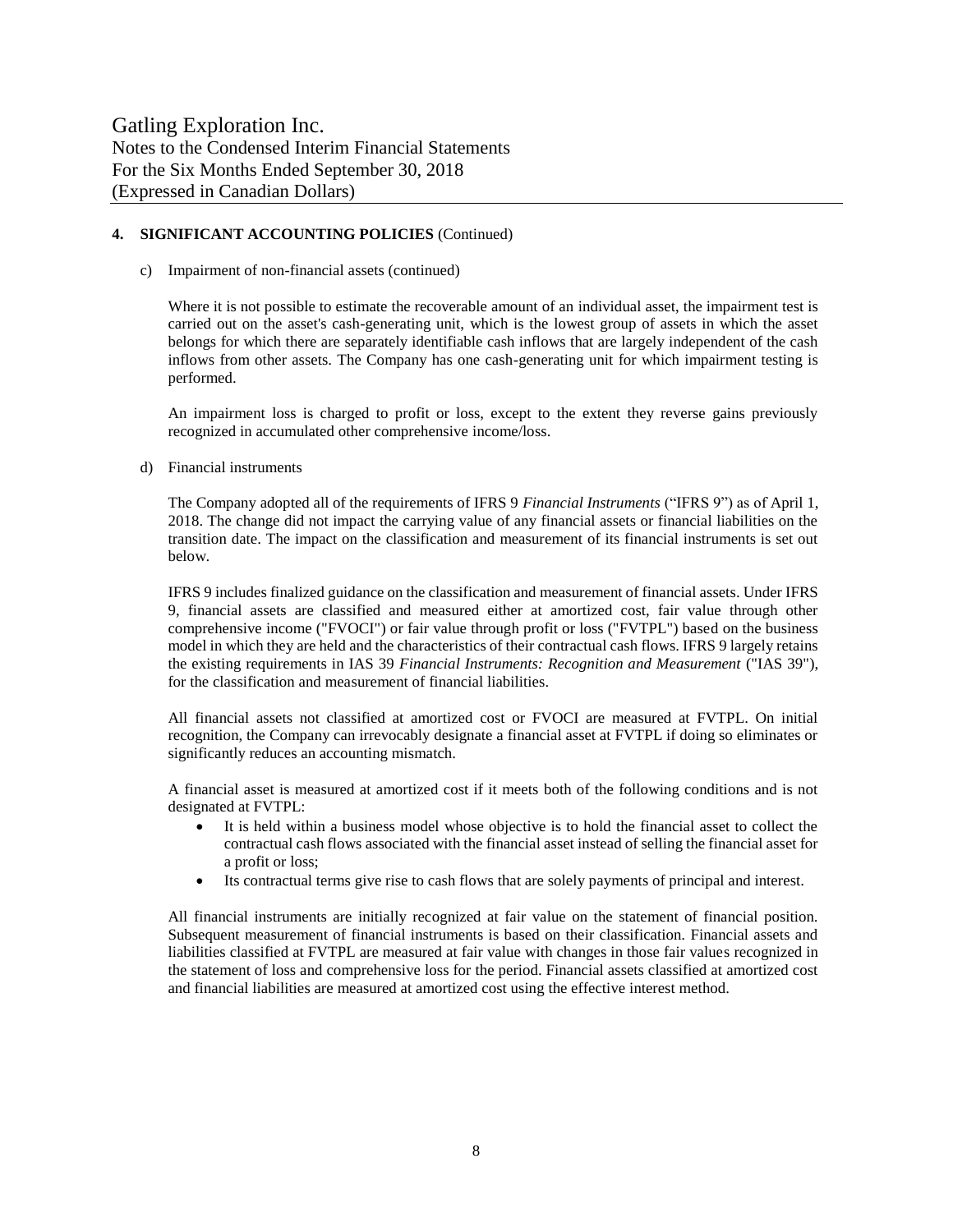## 4. SIGNIFICANT ACCOUNTING POLICIES (Continued)

c) Impairment of non-financial assets (continued)

Where it is not possible to estimate the recoverable amount of an individual asset, the impairment test is carried out on the asset's cash-generating unit, which is the lowest group of assets in which the asset belongs for which there are separately identifiable cash inflows that are largely independent of the cash inflows from other assets. The Company has one cash-generating unit for which impairment testing is performed.

An impairment loss is charged to profit or loss, except to the extent they reverse gains previously recognized in accumulated other comprehensive income/loss.

d) Financial instruments

The Company adopted all of the requirements of IFRS 9 *Financial Instruments* ("IFRS 9") as of April 1, 2018. The change did not impact the carrying value of any financial assets or financial liabilities on the transition date. The impact on the classification and measurement of its financial instruments is set out below.

IFRS 9 includes finalized guidance on the classification and measurement of financial assets. Under IFRS 9, financial assets are classified and measured either at amortized cost, fair value through other comprehensive income ("FVOCI") or fair value through profit or loss ("FVTPL") based on the business model in which they are held and the characteristics of their contractual cash flows. IFRS 9 largely retains the existing requirements in IAS 39 *Financial Instruments: Recognition and Measurement* ("IAS 39"), for the classification and measurement of financial liabilities.

All financial assets not classified at amortized cost or FVOCI are measured at FVTPL. On initial recognition, the Company can irrevocably designate a financial asset at FVTPL if doing so eliminates or significantly reduces an accounting mismatch.

A financial asset is measured at amortized cost if it meets both of the following conditions and is not designated at FVTPL:

- It is held within a business model whose objective is to hold the financial asset to collect the contractual cash flows associated with the financial asset instead of selling the financial asset for a profit or loss;
- Its contractual terms give rise to cash flows that are solely payments of principal and interest.

All financial instruments are initially recognized at fair value on the statement of financial position. Subsequent measurement of financial instruments is based on their classification. Financial assets and liabilities classified at FVTPL are measured at fair value with changes in those fair values recognized in the statement of loss and comprehensive loss for the period. Financial assets classified at amortized cost and financial liabilities are measured at amortized cost using the effective interest method.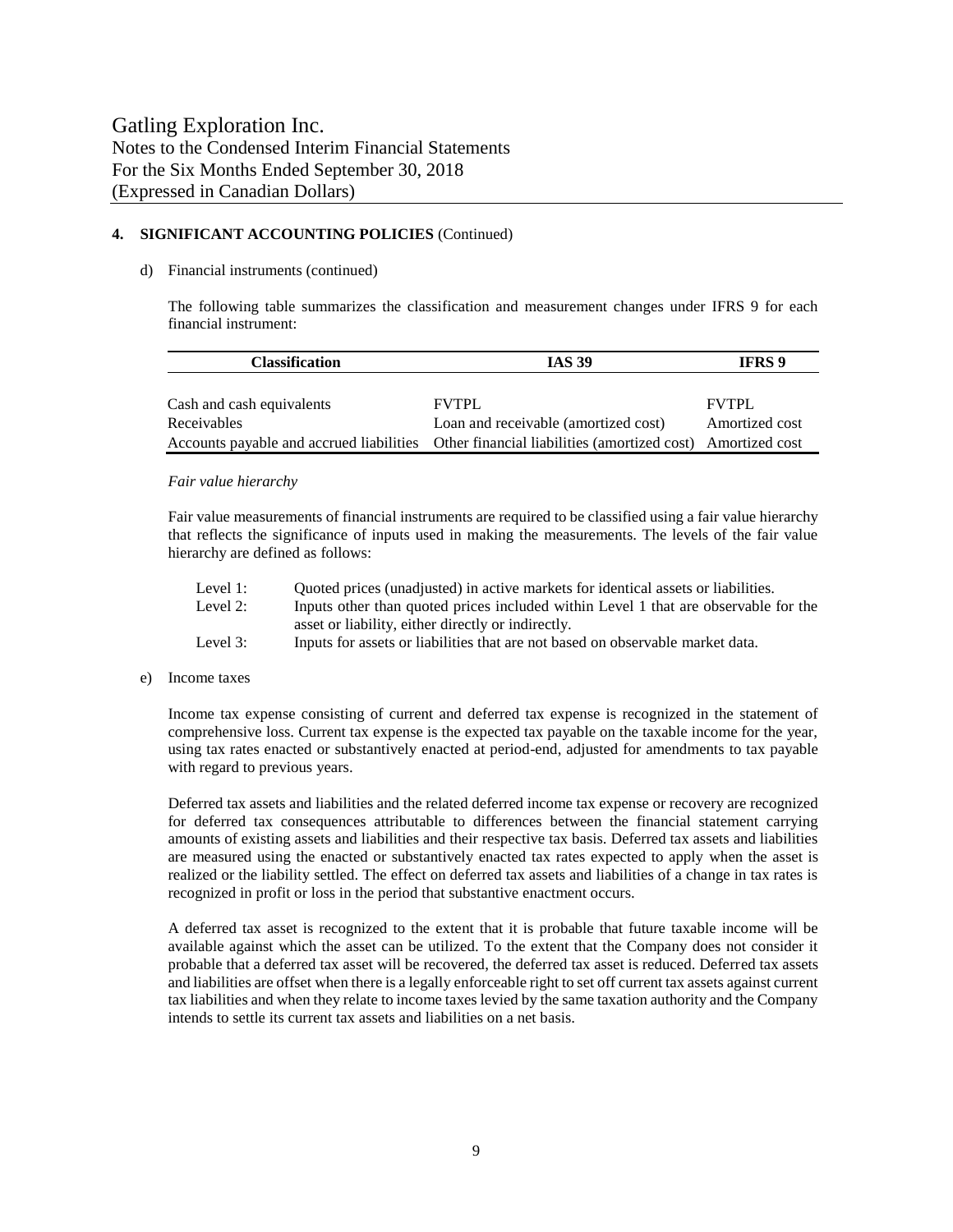## 4. SIGNIFICANT ACCOUNTING POLICIES (Continued)

d) Financial instruments (continued)

The following table summarizes the classification and measurement changes under IFRS 9 for each financial instrument:

| Classification | IAS 39 | IFRS 9 |
|---|---|---|
| Cash and cash equivalents | FVTPL | FVTPL |
| Receivables | Loan and receivable (amortized cost) | Amortized cost |
| Accounts payable and accrued liabilities | Other financial liabilities (amortized cost) | Amortized cost |

*Fair value hierarchy*

Fair value measurements of financial instruments are required to be classified using a fair value hierarchy that reflects the significance of inputs used in making the measurements. The levels of the fair value hierarchy are defined as follows:

- Level 1: Quoted prices (unadjusted) in active markets for identical assets or liabilities.
- Level 2: Inputs other than quoted prices included within Level 1 that are observable for the asset or liability, either directly or indirectly.
- Level 3: Inputs for assets or liabilities that are not based on observable market data.

e) Income taxes

Income tax expense consisting of current and deferred tax expense is recognized in the statement of comprehensive loss. Current tax expense is the expected tax payable on the taxable income for the year, using tax rates enacted or substantively enacted at period-end, adjusted for amendments to tax payable with regard to previous years.

Deferred tax assets and liabilities and the related deferred income tax expense or recovery are recognized for deferred tax consequences attributable to differences between the financial statement carrying amounts of existing assets and liabilities and their respective tax basis. Deferred tax assets and liabilities are measured using the enacted or substantively enacted tax rates expected to apply when the asset is realized or the liability settled. The effect on deferred tax assets and liabilities of a change in tax rates is recognized in profit or loss in the period that substantive enactment occurs.

A deferred tax asset is recognized to the extent that it is probable that future taxable income will be available against which the asset can be utilized. To the extent that the Company does not consider it probable that a deferred tax asset will be recovered, the deferred tax asset is reduced. Deferred tax assets and liabilities are offset when there is a legally enforceable right to set off current tax assets against current tax liabilities and when they relate to income taxes levied by the same taxation authority and the Company intends to settle its current tax assets and liabilities on a net basis.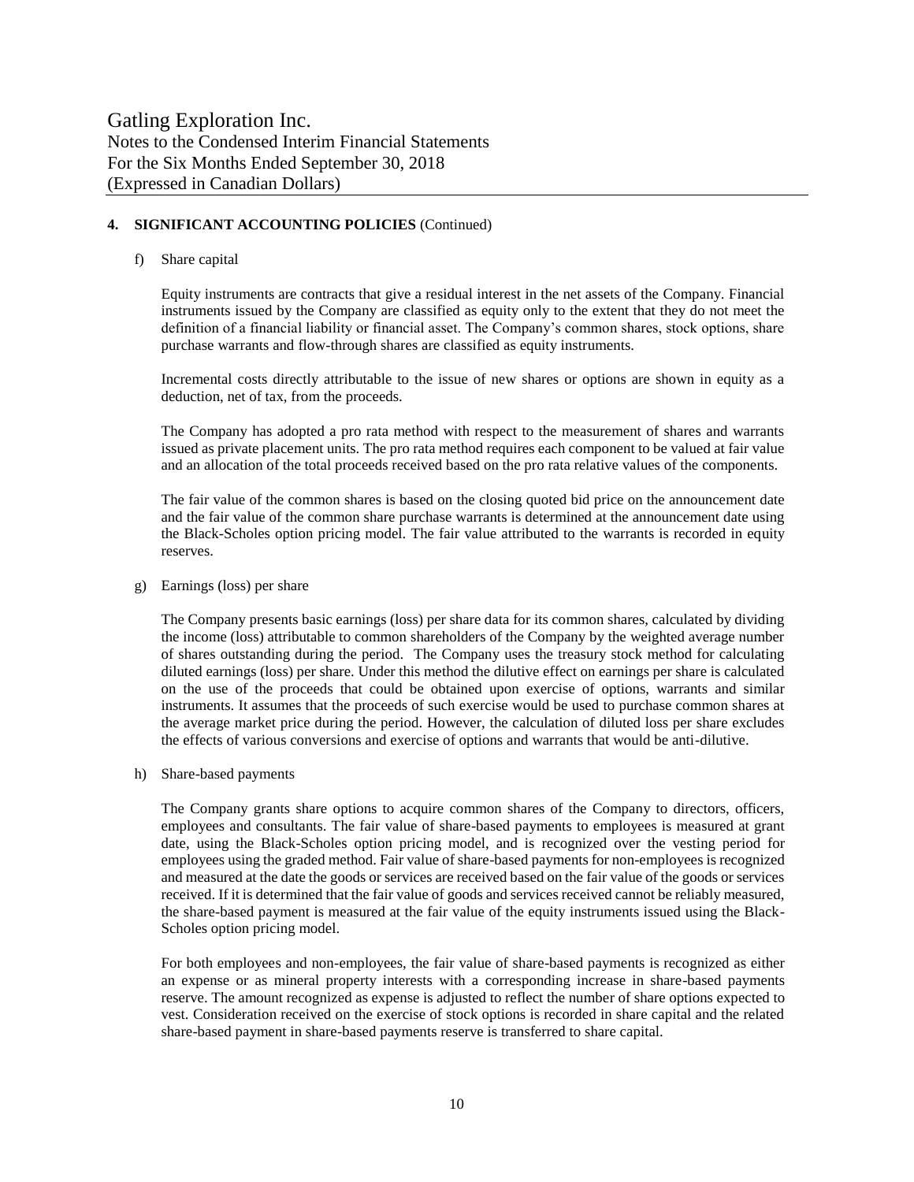## 4. SIGNIFICANT ACCOUNTING POLICIES (Continued)

f) Share capital

Equity instruments are contracts that give a residual interest in the net assets of the Company. Financial instruments issued by the Company are classified as equity only to the extent that they do not meet the definition of a financial liability or financial asset. The Company's common shares, stock options, share purchase warrants and flow-through shares are classified as equity instruments.

Incremental costs directly attributable to the issue of new shares or options are shown in equity as a deduction, net of tax, from the proceeds.

The Company has adopted a pro rata method with respect to the measurement of shares and warrants issued as private placement units. The pro rata method requires each component to be valued at fair value and an allocation of the total proceeds received based on the pro rata relative values of the components.

The fair value of the common shares is based on the closing quoted bid price on the announcement date and the fair value of the common share purchase warrants is determined at the announcement date using the Black-Scholes option pricing model. The fair value attributed to the warrants is recorded in equity reserves.

g) Earnings (loss) per share

The Company presents basic earnings (loss) per share data for its common shares, calculated by dividing the income (loss) attributable to common shareholders of the Company by the weighted average number of shares outstanding during the period. The Company uses the treasury stock method for calculating diluted earnings (loss) per share. Under this method the dilutive effect on earnings per share is calculated on the use of the proceeds that could be obtained upon exercise of options, warrants and similar instruments. It assumes that the proceeds of such exercise would be used to purchase common shares at the average market price during the period. However, the calculation of diluted loss per share excludes the effects of various conversions and exercise of options and warrants that would be anti-dilutive.

h) Share-based payments

The Company grants share options to acquire common shares of the Company to directors, officers, employees and consultants. The fair value of share-based payments to employees is measured at grant date, using the Black-Scholes option pricing model, and is recognized over the vesting period for employees using the graded method. Fair value of share-based payments for non-employees is recognized and measured at the date the goods or services are received based on the fair value of the goods or services received. If it is determined that the fair value of goods and services received cannot be reliably measured, the share-based payment is measured at the fair value of the equity instruments issued using the Black-Scholes option pricing model.

For both employees and non-employees, the fair value of share-based payments is recognized as either an expense or as mineral property interests with a corresponding increase in share-based payments reserve. The amount recognized as expense is adjusted to reflect the number of share options expected to vest. Consideration received on the exercise of stock options is recorded in share capital and the related share-based payment in share-based payments reserve is transferred to share capital.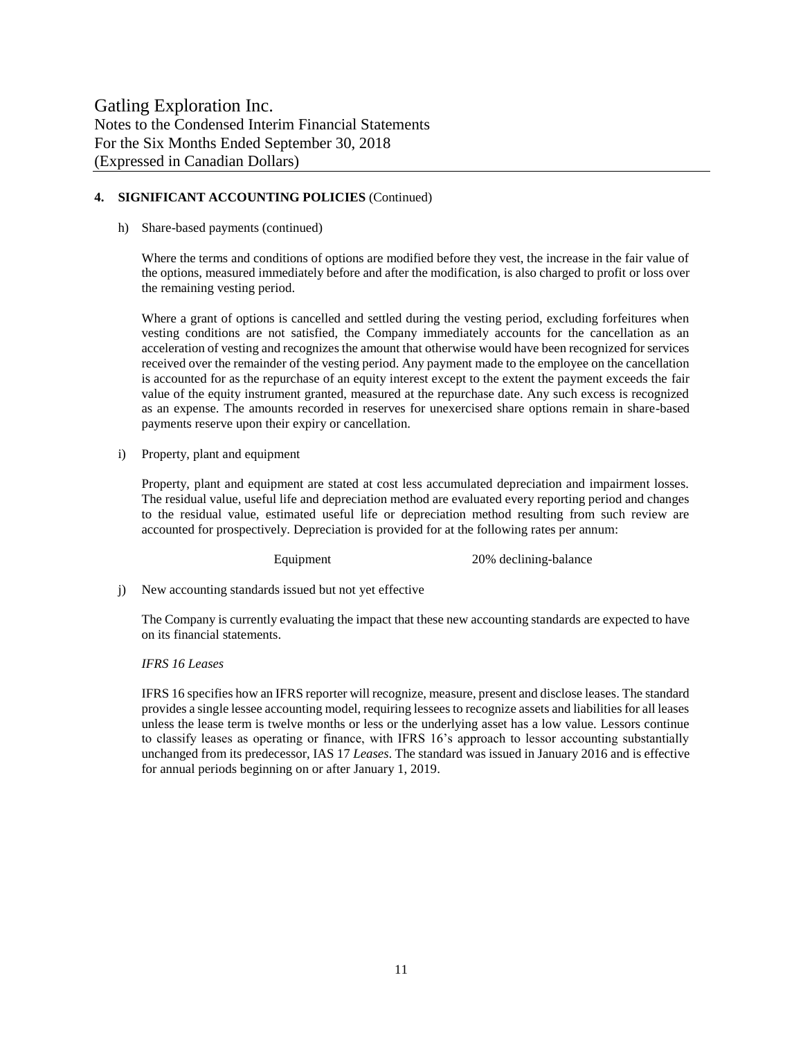## 4. SIGNIFICANT ACCOUNTING POLICIES (Continued)

h) Share-based payments (continued)

Where the terms and conditions of options are modified before they vest, the increase in the fair value of the options, measured immediately before and after the modification, is also charged to profit or loss over the remaining vesting period.

Where a grant of options is cancelled and settled during the vesting period, excluding forfeitures when vesting conditions are not satisfied, the Company immediately accounts for the cancellation as an acceleration of vesting and recognizes the amount that otherwise would have been recognized for services received over the remainder of the vesting period. Any payment made to the employee on the cancellation is accounted for as the repurchase of an equity interest except to the extent the payment exceeds the fair value of the equity instrument granted, measured at the repurchase date. Any such excess is recognized as an expense. The amounts recorded in reserves for unexercised share options remain in share-based payments reserve upon their expiry or cancellation.

i) Property, plant and equipment

Property, plant and equipment are stated at cost less accumulated depreciation and impairment losses. The residual value, useful life and depreciation method are evaluated every reporting period and changes to the residual value, estimated useful life or depreciation method resulting from such review are accounted for prospectively. Depreciation is provided for at the following rates per annum:

| | |
|---|---|
| Equipment | 20% declining-balance |

j) New accounting standards issued but not yet effective

The Company is currently evaluating the impact that these new accounting standards are expected to have on its financial statements.

*IFRS 16 Leases*

IFRS 16 specifies how an IFRS reporter will recognize, measure, present and disclose leases. The standard provides a single lessee accounting model, requiring lessees to recognize assets and liabilities for all leases unless the lease term is twelve months or less or the underlying asset has a low value. Lessors continue to classify leases as operating or finance, with IFRS 16's approach to lessor accounting substantially unchanged from its predecessor, IAS 17 *Leases*. The standard was issued in January 2016 and is effective for annual periods beginning on or after January 1, 2019.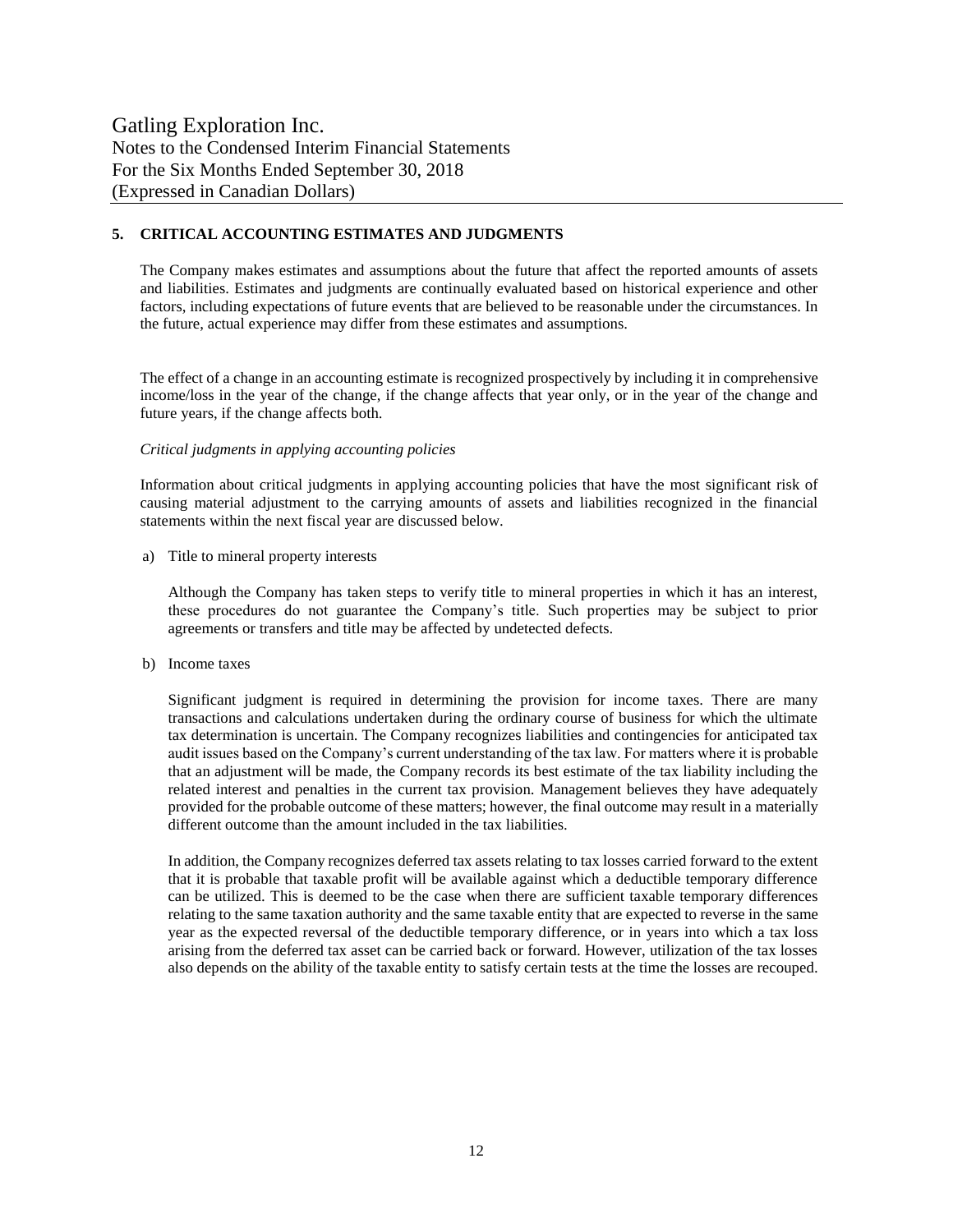## 5. CRITICAL ACCOUNTING ESTIMATES AND JUDGMENTS

The Company makes estimates and assumptions about the future that affect the reported amounts of assets and liabilities. Estimates and judgments are continually evaluated based on historical experience and other factors, including expectations of future events that are believed to be reasonable under the circumstances. In the future, actual experience may differ from these estimates and assumptions.

The effect of a change in an accounting estimate is recognized prospectively by including it in comprehensive income/loss in the year of the change, if the change affects that year only, or in the year of the change and future years, if the change affects both.

*Critical judgments in applying accounting policies*

Information about critical judgments in applying accounting policies that have the most significant risk of causing material adjustment to the carrying amounts of assets and liabilities recognized in the financial statements within the next fiscal year are discussed below.

a) Title to mineral property interests

   Although the Company has taken steps to verify title to mineral properties in which it has an interest, these procedures do not guarantee the Company's title. Such properties may be subject to prior agreements or transfers and title may be affected by undetected defects.

b) Income taxes

   Significant judgment is required in determining the provision for income taxes. There are many transactions and calculations undertaken during the ordinary course of business for which the ultimate tax determination is uncertain. The Company recognizes liabilities and contingencies for anticipated tax audit issues based on the Company's current understanding of the tax law. For matters where it is probable that an adjustment will be made, the Company records its best estimate of the tax liability including the related interest and penalties in the current tax provision. Management believes they have adequately provided for the probable outcome of these matters; however, the final outcome may result in a materially different outcome than the amount included in the tax liabilities.

   In addition, the Company recognizes deferred tax assets relating to tax losses carried forward to the extent that it is probable that taxable profit will be available against which a deductible temporary difference can be utilized. This is deemed to be the case when there are sufficient taxable temporary differences relating to the same taxation authority and the same taxable entity that are expected to reverse in the same year as the expected reversal of the deductible temporary difference, or in years into which a tax loss arising from the deferred tax asset can be carried back or forward. However, utilization of the tax losses also depends on the ability of the taxable entity to satisfy certain tests at the time the losses are recouped.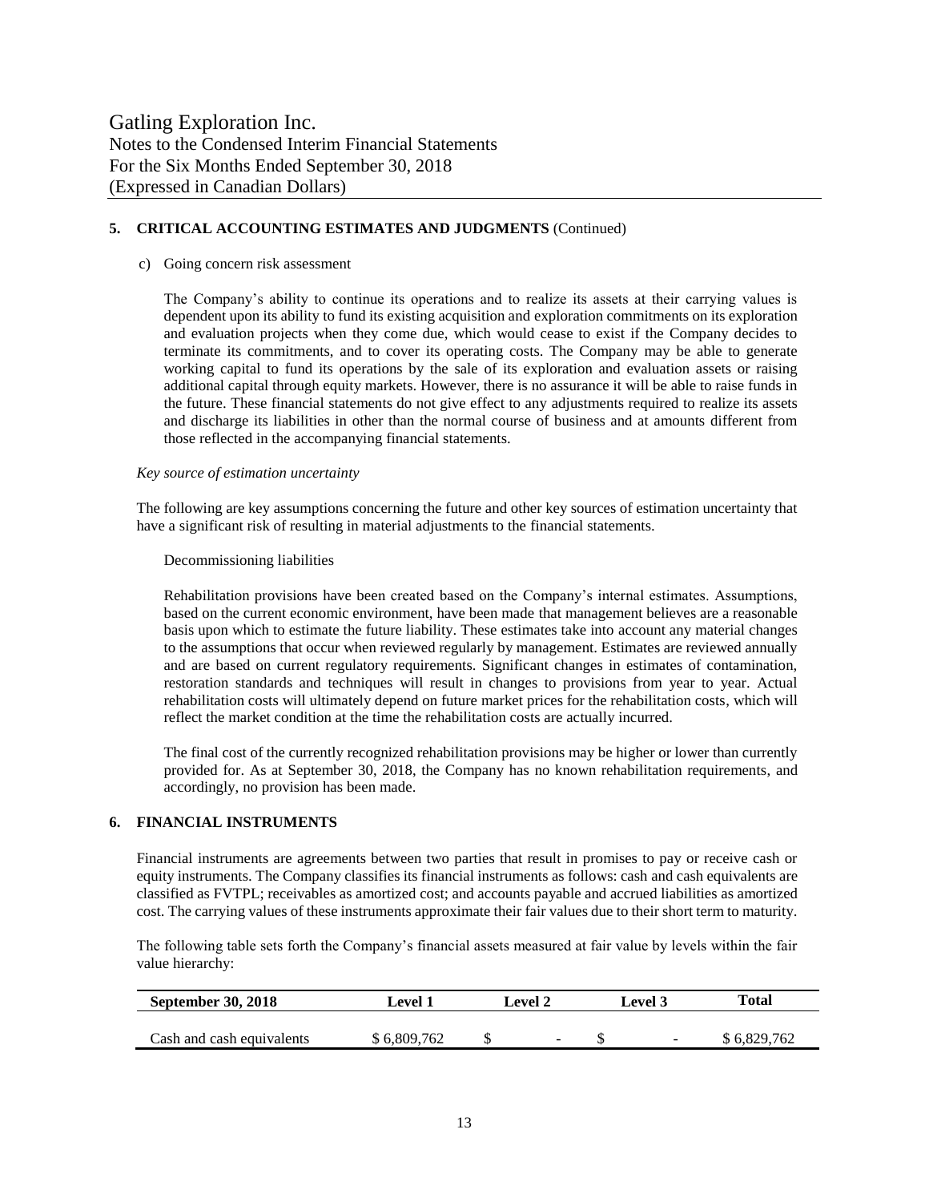Gatling Exploration Inc.
Notes to the Condensed Interim Financial Statements
For the Six Months Ended September 30, 2018
(Expressed in Canadian Dollars)

## 5. CRITICAL ACCOUNTING ESTIMATES AND JUDGMENTS (Continued)

c) Going concern risk assessment

The Company's ability to continue its operations and to realize its assets at their carrying values is dependent upon its ability to fund its existing acquisition and exploration commitments on its exploration and evaluation projects when they come due, which would cease to exist if the Company decides to terminate its commitments, and to cover its operating costs. The Company may be able to generate working capital to fund its operations by the sale of its exploration and evaluation assets or raising additional capital through equity markets. However, there is no assurance it will be able to raise funds in the future. These financial statements do not give effect to any adjustments required to realize its assets and discharge its liabilities in other than the normal course of business and at amounts different from those reflected in the accompanying financial statements.

*Key source of estimation uncertainty*

The following are key assumptions concerning the future and other key sources of estimation uncertainty that have a significant risk of resulting in material adjustments to the financial statements.

Decommissioning liabilities

Rehabilitation provisions have been created based on the Company's internal estimates. Assumptions, based on the current economic environment, have been made that management believes are a reasonable basis upon which to estimate the future liability. These estimates take into account any material changes to the assumptions that occur when reviewed regularly by management. Estimates are reviewed annually and are based on current regulatory requirements. Significant changes in estimates of contamination, restoration standards and techniques will result in changes to provisions from year to year. Actual rehabilitation costs will ultimately depend on future market prices for the rehabilitation costs, which will reflect the market condition at the time the rehabilitation costs are actually incurred.

The final cost of the currently recognized rehabilitation provisions may be higher or lower than currently provided for. As at September 30, 2018, the Company has no known rehabilitation requirements, and accordingly, no provision has been made.

## 6. FINANCIAL INSTRUMENTS

Financial instruments are agreements between two parties that result in promises to pay or receive cash or equity instruments. The Company classifies its financial instruments as follows: cash and cash equivalents are classified as FVTPL; receivables as amortized cost; and accounts payable and accrued liabilities as amortized cost. The carrying values of these instruments approximate their fair values due to their short term to maturity.

The following table sets forth the Company's financial assets measured at fair value by levels within the fair value hierarchy:

| September 30, 2018 | Level 1 | Level 2 | Level 3 | Total |
|---|---|---|---|---|
| Cash and cash equivalents | \$ 6,809,762 | \$ - | \$ - | \$ 6,829,762 |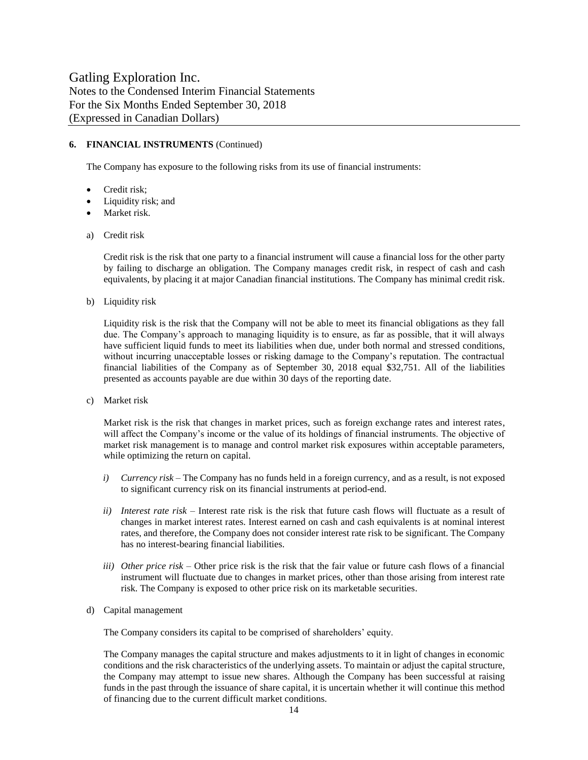## 6. FINANCIAL INSTRUMENTS (Continued)

The Company has exposure to the following risks from its use of financial instruments:

- Credit risk;
- Liquidity risk; and
- Market risk.

a) Credit risk

Credit risk is the risk that one party to a financial instrument will cause a financial loss for the other party by failing to discharge an obligation. The Company manages credit risk, in respect of cash and cash equivalents, by placing it at major Canadian financial institutions. The Company has minimal credit risk.

b) Liquidity risk

Liquidity risk is the risk that the Company will not be able to meet its financial obligations as they fall due. The Company's approach to managing liquidity is to ensure, as far as possible, that it will always have sufficient liquid funds to meet its liabilities when due, under both normal and stressed conditions, without incurring unacceptable losses or risking damage to the Company's reputation. The contractual financial liabilities of the Company as of September 30, 2018 equal $32,751. All of the liabilities presented as accounts payable are due within 30 days of the reporting date.

c) Market risk

Market risk is the risk that changes in market prices, such as foreign exchange rates and interest rates, will affect the Company's income or the value of its holdings of financial instruments. The objective of market risk management is to manage and control market risk exposures within acceptable parameters, while optimizing the return on capital.

*i) Currency risk* – The Company has no funds held in a foreign currency, and as a result, is not exposed to significant currency risk on its financial instruments at period-end.

*ii) Interest rate risk* – Interest rate risk is the risk that future cash flows will fluctuate as a result of changes in market interest rates. Interest earned on cash and cash equivalents is at nominal interest rates, and therefore, the Company does not consider interest rate risk to be significant. The Company has no interest-bearing financial liabilities.

*iii) Other price risk* – Other price risk is the risk that the fair value or future cash flows of a financial instrument will fluctuate due to changes in market prices, other than those arising from interest rate risk. The Company is exposed to other price risk on its marketable securities.

d) Capital management

The Company considers its capital to be comprised of shareholders' equity.

The Company manages the capital structure and makes adjustments to it in light of changes in economic conditions and the risk characteristics of the underlying assets. To maintain or adjust the capital structure, the Company may attempt to issue new shares. Although the Company has been successful at raising funds in the past through the issuance of share capital, it is uncertain whether it will continue this method of financing due to the current difficult market conditions.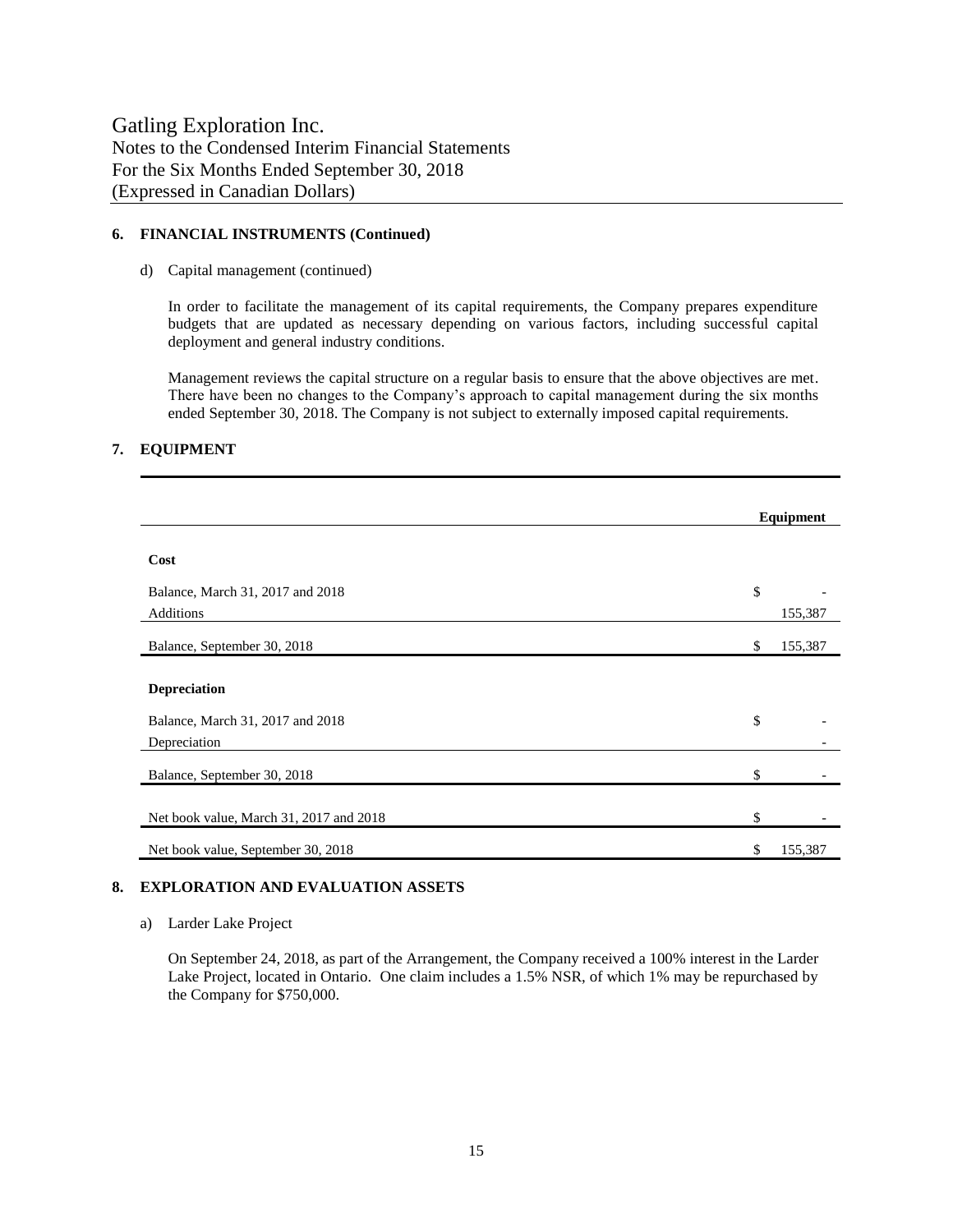## 6. FINANCIAL INSTRUMENTS (Continued)

d) Capital management (continued)

In order to facilitate the management of its capital requirements, the Company prepares expenditure budgets that are updated as necessary depending on various factors, including successful capital deployment and general industry conditions.

Management reviews the capital structure on a regular basis to ensure that the above objectives are met. There have been no changes to the Company's approach to capital management during the six months ended September 30, 2018. The Company is not subject to externally imposed capital requirements.

## 7. EQUIPMENT

| | Equipment |
|---|---|
| **Cost** | |
| Balance, March 31, 2017 and 2018 | $ - |
| Additions | 155,387 |
| Balance, September 30, 2018 | $ 155,387 |
| **Depreciation** | |
| Balance, March 31, 2017 and 2018 | $ - |
| Depreciation | - |
| Balance, September 30, 2018 | $ - |
| Net book value, March 31, 2017 and 2018 | $ - |
| Net book value, September 30, 2018 | $ 155,387 |

## 8. EXPLORATION AND EVALUATION ASSETS

a) Larder Lake Project

On September 24, 2018, as part of the Arrangement, the Company received a 100% interest in the Larder Lake Project, located in Ontario. One claim includes a 1.5% NSR, of which 1% may be repurchased by the Company for $750,000.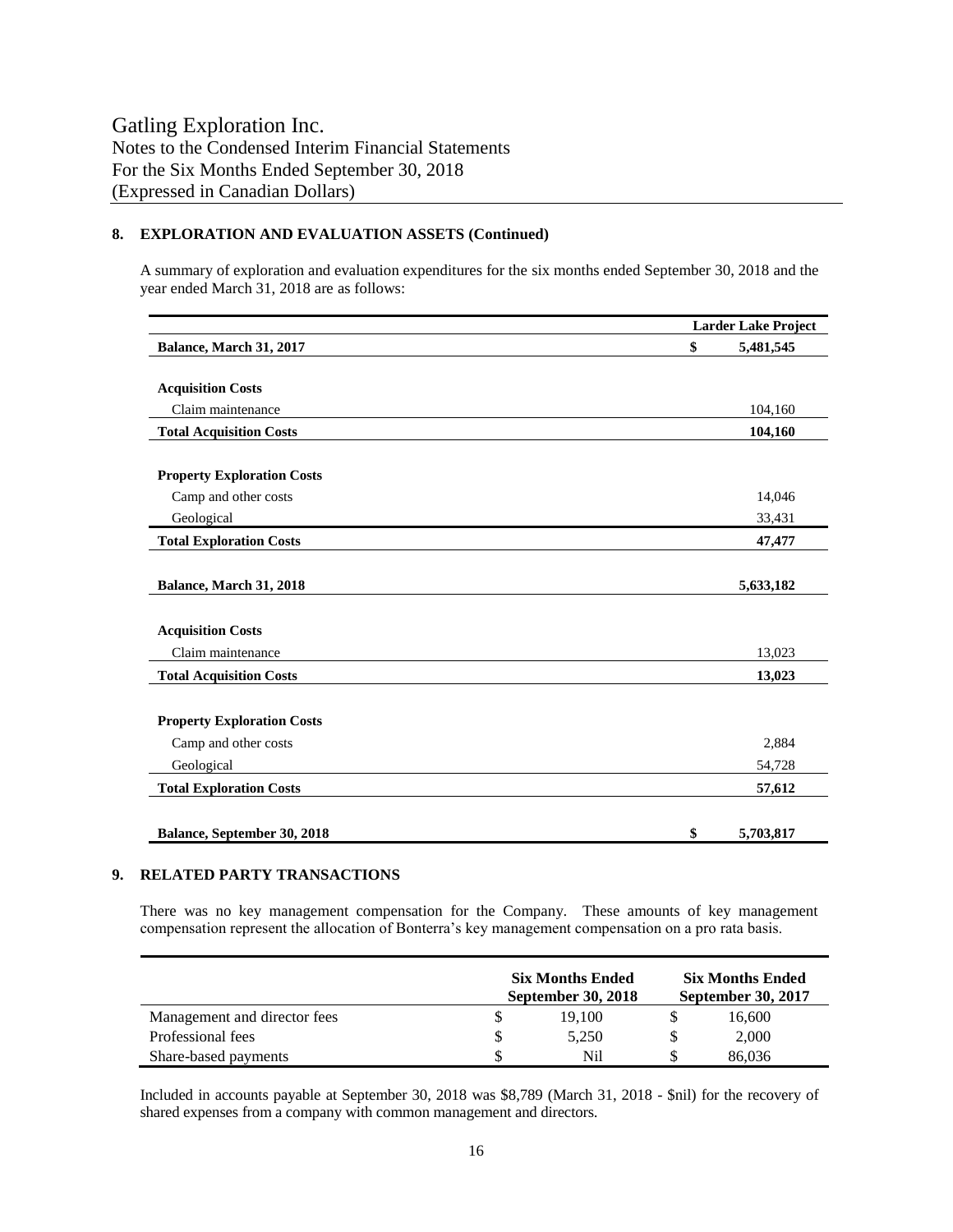Gatling Exploration Inc.
Notes to the Condensed Interim Financial Statements
For the Six Months Ended September 30, 2018
(Expressed in Canadian Dollars)

## 8. EXPLORATION AND EVALUATION ASSETS (Continued)

A summary of exploration and evaluation expenditures for the six months ended September 30, 2018 and the year ended March 31, 2018 are as follows:

| | Larder Lake Project |
|---|---|
| **Balance, March 31, 2017** | **$ 5,481,545** |
| | |
| **Acquisition Costs** | |
| Claim maintenance | 104,160 |
| **Total Acquisition Costs** | **104,160** |
| | |
| **Property Exploration Costs** | |
| Camp and other costs | 14,046 |
| Geological | 33,431 |
| **Total Exploration Costs** | **47,477** |
| | |
| **Balance, March 31, 2018** | **5,633,182** |
| | |
| **Acquisition Costs** | |
| Claim maintenance | 13,023 |
| **Total Acquisition Costs** | **13,023** |
| | |
| **Property Exploration Costs** | |
| Camp and other costs | 2,884 |
| Geological | 54,728 |
| **Total Exploration Costs** | **57,612** |
| | |
| **Balance, September 30, 2018** | **$ 5,703,817** |

## 9. RELATED PARTY TRANSACTIONS

There was no key management compensation for the Company. These amounts of key management compensation represent the allocation of Bonterra's key management compensation on a pro rata basis.

| | Six Months Ended September 30, 2018 | Six Months Ended September 30, 2017 |
|---|---|---|
| Management and director fees | $ 19,100 | $ 16,600 |
| Professional fees | $ 5,250 | $ 2,000 |
| Share-based payments | $ Nil | $ 86,036 |

Included in accounts payable at September 30, 2018 was $8,789 (March 31, 2018 - $nil) for the recovery of shared expenses from a company with common management and directors.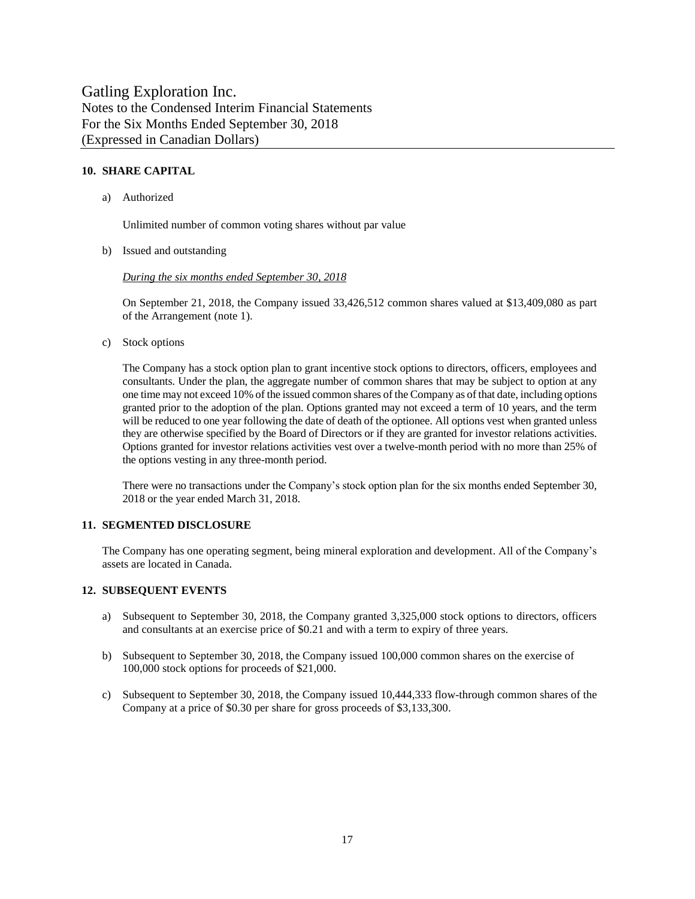## 10. SHARE CAPITAL

a) Authorized

Unlimited number of common voting shares without par value

b) Issued and outstanding

*<u>During the six months ended September 30, 2018</u>*

On September 21, 2018, the Company issued 33,426,512 common shares valued at $13,409,080 as part of the Arrangement (note 1).

c) Stock options

The Company has a stock option plan to grant incentive stock options to directors, officers, employees and consultants. Under the plan, the aggregate number of common shares that may be subject to option at any one time may not exceed 10% of the issued common shares of the Company as of that date, including options granted prior to the adoption of the plan. Options granted may not exceed a term of 10 years, and the term will be reduced to one year following the date of death of the optionee. All options vest when granted unless they are otherwise specified by the Board of Directors or if they are granted for investor relations activities. Options granted for investor relations activities vest over a twelve-month period with no more than 25% of the options vesting in any three-month period.

There were no transactions under the Company's stock option plan for the six months ended September 30, 2018 or the year ended March 31, 2018.

## 11. SEGMENTED DISCLOSURE

The Company has one operating segment, being mineral exploration and development. All of the Company's assets are located in Canada.

## 12. SUBSEQUENT EVENTS

a) Subsequent to September 30, 2018, the Company granted 3,325,000 stock options to directors, officers and consultants at an exercise price of $0.21 and with a term to expiry of three years.

b) Subsequent to September 30, 2018, the Company issued 100,000 common shares on the exercise of 100,000 stock options for proceeds of $21,000.

c) Subsequent to September 30, 2018, the Company issued 10,444,333 flow-through common shares of the Company at a price of $0.30 per share for gross proceeds of $3,133,300.